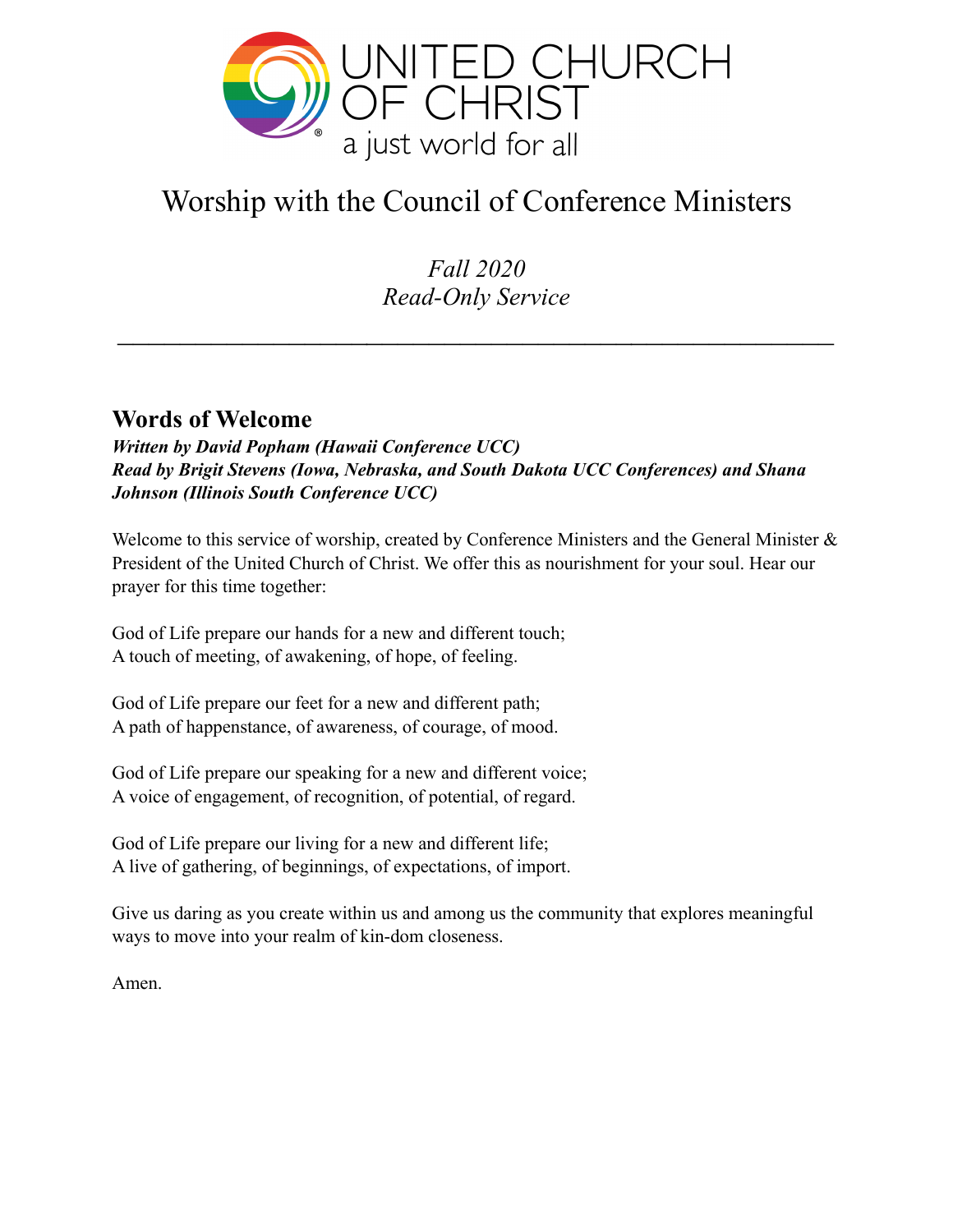UNITED CHURCH OF CHRIST
a just world for all

# Worship with the Council of Conference Ministers

*Fall 2020*
*Read-Only Service*

---

## Words of Welcome

***Written by David Popham (Hawaii Conference UCC)***
***Read by Brigit Stevens (Iowa, Nebraska, and South Dakota UCC Conferences) and Shana Johnson (Illinois South Conference UCC)***

Welcome to this service of worship, created by Conference Ministers and the General Minister & President of the United Church of Christ. We offer this as nourishment for your soul. Hear our prayer for this time together:

God of Life prepare our hands for a new and different touch;
A touch of meeting, of awakening, of hope, of feeling.

God of Life prepare our feet for a new and different path;
A path of happenstance, of awareness, of courage, of mood.

God of Life prepare our speaking for a new and different voice;
A voice of engagement, of recognition, of potential, of regard.

God of Life prepare our living for a new and different life;
A live of gathering, of beginnings, of expectations, of import.

Give us daring as you create within us and among us the community that explores meaningful ways to move into your realm of kin-dom closeness.

Amen.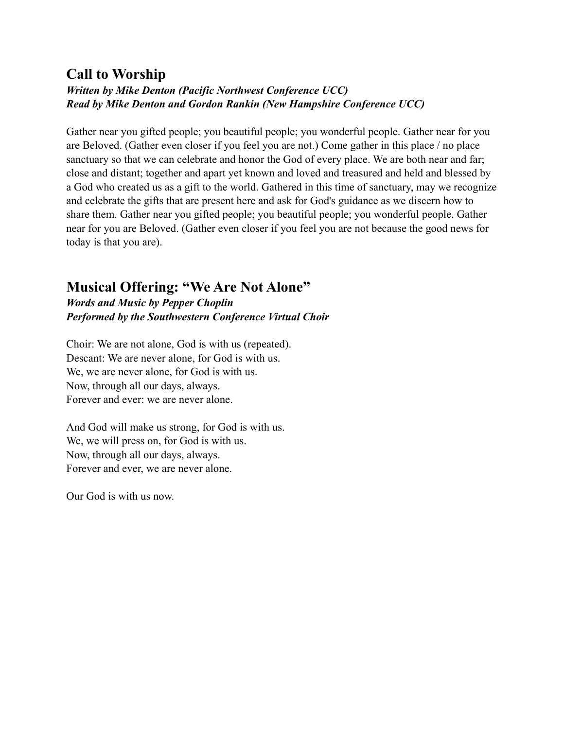## Call to Worship

***Written by Mike Denton (Pacific Northwest Conference UCC)***
***Read by Mike Denton and Gordon Rankin (New Hampshire Conference UCC)***

Gather near you gifted people; you beautiful people; you wonderful people. Gather near for you are Beloved. (Gather even closer if you feel you are not.) Come gather in this place / no place sanctuary so that we can celebrate and honor the God of every place. We are both near and far; close and distant; together and apart yet known and loved and treasured and held and blessed by a God who created us as a gift to the world. Gathered in this time of sanctuary, may we recognize and celebrate the gifts that are present here and ask for God's guidance as we discern how to share them. Gather near you gifted people; you beautiful people; you wonderful people. Gather near for you are Beloved. (Gather even closer if you feel you are not because the good news for today is that you are).

## Musical Offering: "We Are Not Alone"

***Words and Music by Pepper Choplin***
***Performed by the Southwestern Conference Virtual Choir***

Choir: We are not alone, God is with us (repeated).
Descant: We are never alone, for God is with us.
We, we are never alone, for God is with us.
Now, through all our days, always.
Forever and ever: we are never alone.

And God will make us strong, for God is with us.
We, we will press on, for God is with us.
Now, through all our days, always.
Forever and ever, we are never alone.

Our God is with us now.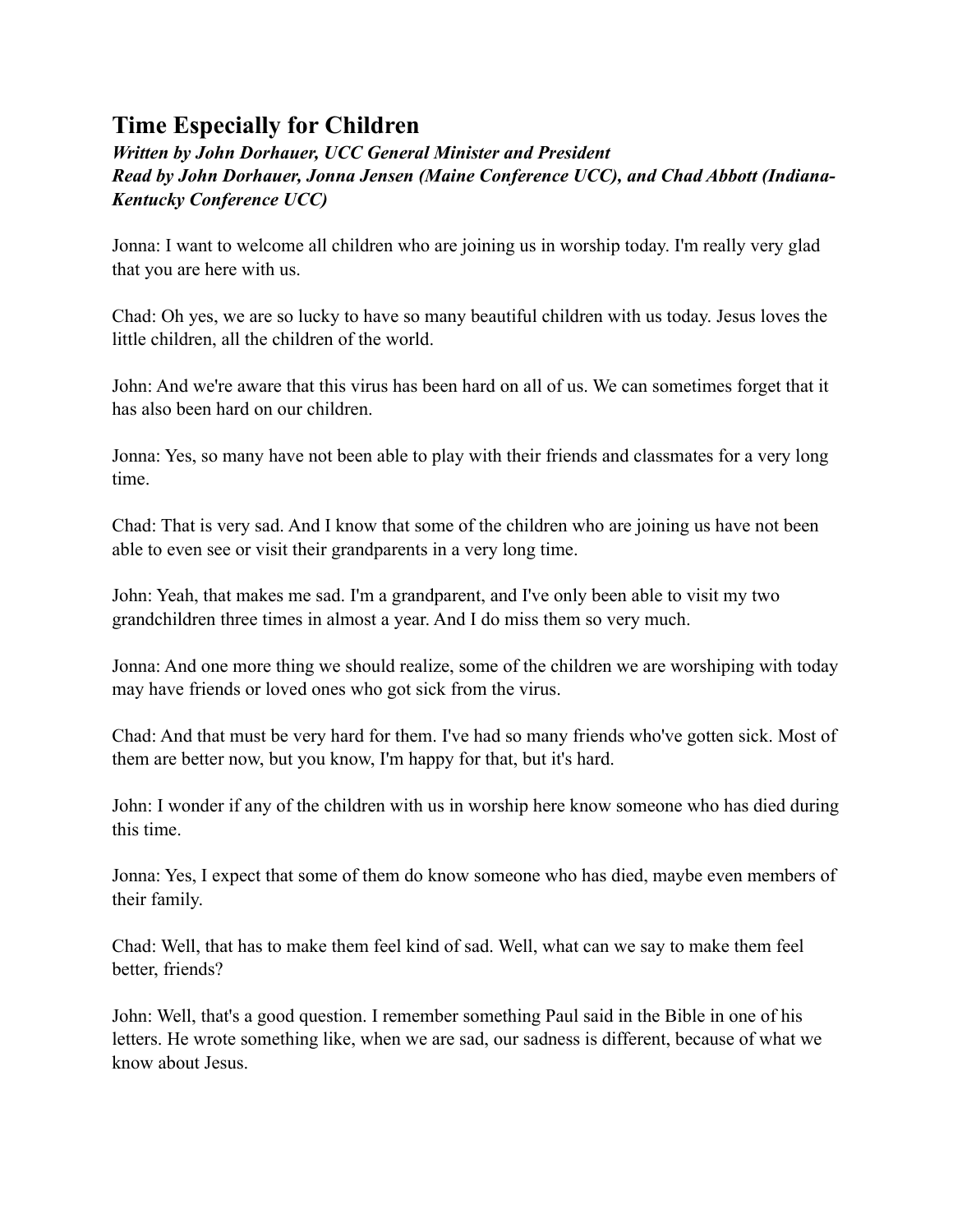## Time Especially for Children

***Written by John Dorhauer, UCC General Minister and President***
***Read by John Dorhauer, Jonna Jensen (Maine Conference UCC), and Chad Abbott (Indiana-Kentucky Conference UCC)***

Jonna: I want to welcome all children who are joining us in worship today. I'm really very glad that you are here with us.

Chad: Oh yes, we are so lucky to have so many beautiful children with us today. Jesus loves the little children, all the children of the world.

John: And we're aware that this virus has been hard on all of us. We can sometimes forget that it has also been hard on our children.

Jonna: Yes, so many have not been able to play with their friends and classmates for a very long time.

Chad: That is very sad. And I know that some of the children who are joining us have not been able to even see or visit their grandparents in a very long time.

John: Yeah, that makes me sad. I'm a grandparent, and I've only been able to visit my two grandchildren three times in almost a year. And I do miss them so very much.

Jonna: And one more thing we should realize, some of the children we are worshiping with today may have friends or loved ones who got sick from the virus.

Chad: And that must be very hard for them. I've had so many friends who've gotten sick. Most of them are better now, but you know, I'm happy for that, but it's hard.

John: I wonder if any of the children with us in worship here know someone who has died during this time.

Jonna: Yes, I expect that some of them do know someone who has died, maybe even members of their family.

Chad: Well, that has to make them feel kind of sad. Well, what can we say to make them feel better, friends?

John: Well, that's a good question. I remember something Paul said in the Bible in one of his letters. He wrote something like, when we are sad, our sadness is different, because of what we know about Jesus.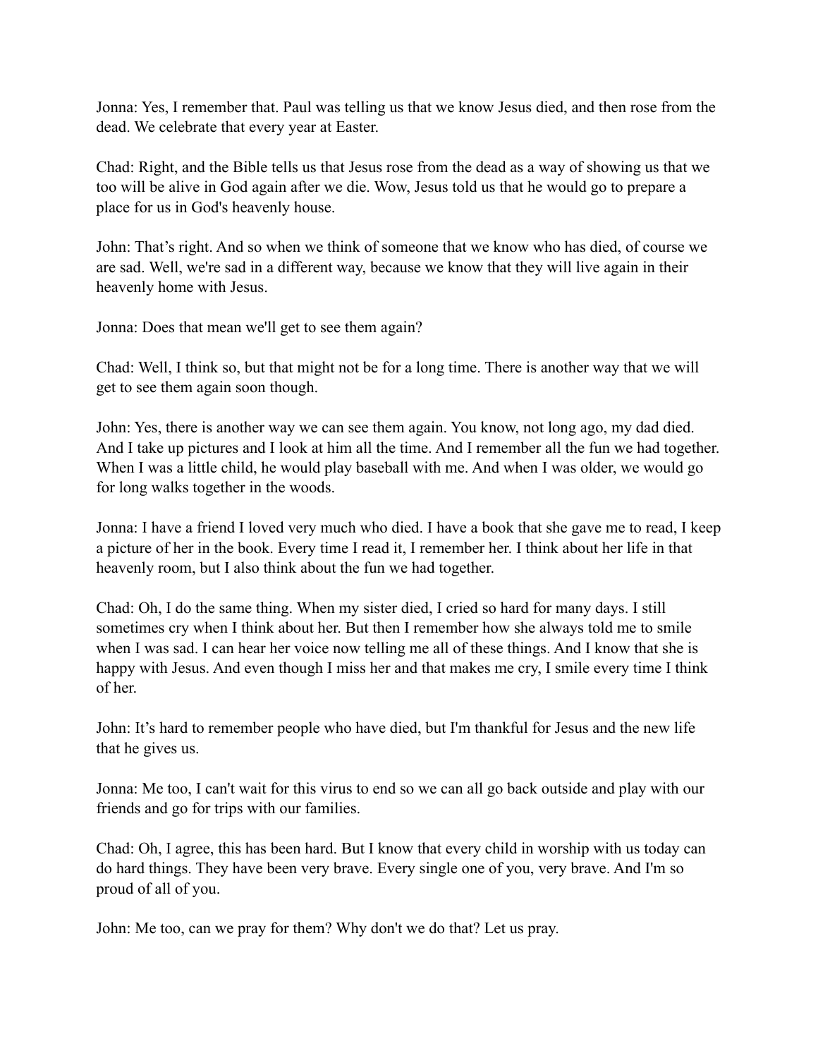Jonna: Yes, I remember that. Paul was telling us that we know Jesus died, and then rose from the dead. We celebrate that every year at Easter.

Chad: Right, and the Bible tells us that Jesus rose from the dead as a way of showing us that we too will be alive in God again after we die. Wow, Jesus told us that he would go to prepare a place for us in God's heavenly house.

John: That’s right. And so when we think of someone that we know who has died, of course we are sad. Well, we're sad in a different way, because we know that they will live again in their heavenly home with Jesus.

Jonna: Does that mean we'll get to see them again?

Chad: Well, I think so, but that might not be for a long time. There is another way that we will get to see them again soon though.

John: Yes, there is another way we can see them again. You know, not long ago, my dad died. And I take up pictures and I look at him all the time. And I remember all the fun we had together. When I was a little child, he would play baseball with me. And when I was older, we would go for long walks together in the woods.

Jonna: I have a friend I loved very much who died. I have a book that she gave me to read, I keep a picture of her in the book. Every time I read it, I remember her. I think about her life in that heavenly room, but I also think about the fun we had together.

Chad: Oh, I do the same thing. When my sister died, I cried so hard for many days. I still sometimes cry when I think about her. But then I remember how she always told me to smile when I was sad. I can hear her voice now telling me all of these things. And I know that she is happy with Jesus. And even though I miss her and that makes me cry, I smile every time I think of her.

John: It’s hard to remember people who have died, but I'm thankful for Jesus and the new life that he gives us.

Jonna: Me too, I can't wait for this virus to end so we can all go back outside and play with our friends and go for trips with our families.

Chad: Oh, I agree, this has been hard. But I know that every child in worship with us today can do hard things. They have been very brave. Every single one of you, very brave. And I'm so proud of all of you.

John: Me too, can we pray for them? Why don't we do that? Let us pray.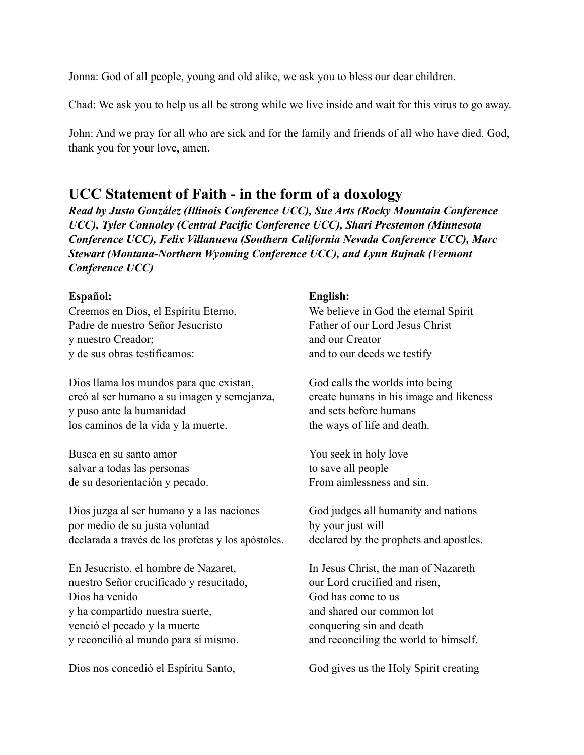Jonna: God of all people, young and old alike, we ask you to bless our dear children.

Chad: We ask you to help us all be strong while we live inside and wait for this virus to go away.

John: And we pray for all who are sick and for the family and friends of all who have died. God, thank you for your love, amen.

## UCC Statement of Faith - in the form of a doxology

***Read by Justo González (Illinois Conference UCC), Sue Arts (Rocky Mountain Conference UCC), Tyler Connoley (Central Pacific Conference UCC), Shari Prestemon (Minnesota Conference UCC), Felix Villanueva (Southern California Nevada Conference UCC), Marc Stewart (Montana-Northern Wyoming Conference UCC), and Lynn Bujnak (Vermont Conference UCC)***

**Español:**

Creemos en Dios, el Espíritu Eterno,
Padre de nuestro Señor Jesucristo
y nuestro Creador;
y de sus obras testificamos:

Dios llama los mundos para que existan,
creó al ser humano a su imagen y semejanza,
y puso ante la humanidad
los caminos de la vida y la muerte.

Busca en su santo amor
salvar a todas las personas
de su desorientación y pecado.

Dios juzga al ser humano y a las naciones
por medio de su justa voluntad
declarada a través de los profetas y los apóstoles.

En Jesucristo, el hombre de Nazaret,
nuestro Señor crucificado y resucitado,
Dios ha venido
y ha compartido nuestra suerte,
venció el pecado y la muerte
y reconcilió al mundo para sí mismo.

Dios nos concedió el Espíritu Santo,

**English:**

We believe in God the eternal Spirit
Father of our Lord Jesus Christ
and our Creator
and to our deeds we testify

God calls the worlds into being
create humans in his image and likeness
and sets before humans
the ways of life and death.

You seek in holy love
to save all people
From aimlessness and sin.

God judges all humanity and nations
by your just will
declared by the prophets and apostles.

In Jesus Christ, the man of Nazareth
our Lord crucified and risen,
God has come to us
and shared our common lot
conquering sin and death
and reconciling the world to himself.

God gives us the Holy Spirit creating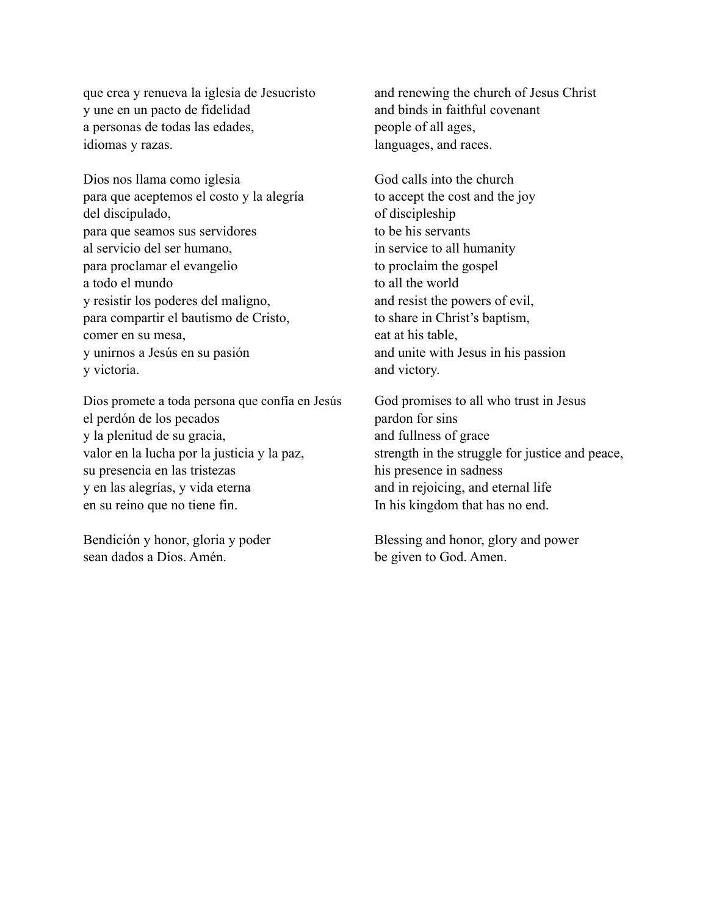que crea y renueva la iglesia de Jesucristo
y une en un pacto de fidelidad
a personas de todas las edades,
idiomas y razas.

Dios nos llama como iglesia
para que aceptemos el costo y la alegría
del discipulado,
para que seamos sus servidores
al servicio del ser humano,
para proclamar el evangelio
a todo el mundo
y resistir los poderes del maligno,
para compartir el bautismo de Cristo,
comer en su mesa,
y unirnos a Jesús en su pasión
y victoria.

Dios promete a toda persona que confía en Jesús
el perdón de los pecados
y la plenitud de su gracia,
valor en la lucha por la justicia y la paz,
su presencia en las tristezas
y en las alegrías, y vida eterna
en su reino que no tiene fin.

Bendición y honor, gloria y poder
sean dados a Dios. Amén.

and renewing the church of Jesus Christ
and binds in faithful covenant
people of all ages,
languages, and races.

God calls into the church
to accept the cost and the joy
of discipleship
to be his servants
in service to all humanity
to proclaim the gospel
to all the world
and resist the powers of evil,
to share in Christ's baptism,
eat at his table,
and unite with Jesus in his passion
and victory.

God promises to all who trust in Jesus
pardon for sins
and fullness of grace
strength in the struggle for justice and peace,
his presence in sadness
and in rejoicing, and eternal life
In his kingdom that has no end.

Blessing and honor, glory and power
be given to God. Amen.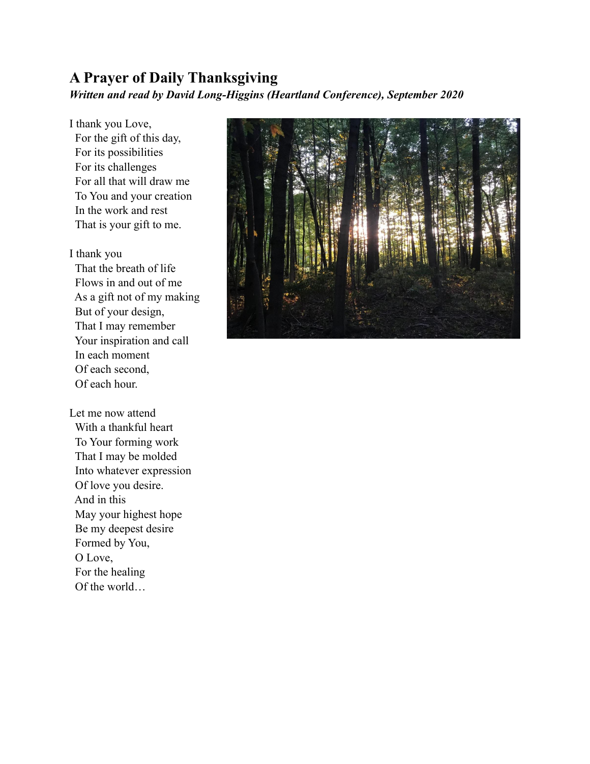## A Prayer of Daily Thanksgiving

***Written and read by David Long-Higgins (Heartland Conference), September 2020***

I thank you Love,  
For the gift of this day,  
For its possibilities  
For its challenges  
For all that will draw me  
To You and your creation  
In the work and rest  
That is your gift to me.

I thank you  
That the breath of life  
Flows in and out of me  
As a gift not of my making  
But of your design,  
That I may remember  
Your inspiration and call  
In each moment  
Of each second,  
Of each hour.

Let me now attend  
With a thankful heart  
To Your forming work  
That I may be molded  
Into whatever expression  
Of love you desire.  
And in this  
May your highest hope  
Be my deepest desire  
Formed by You,  
O Love,  
For the healing  
Of the world…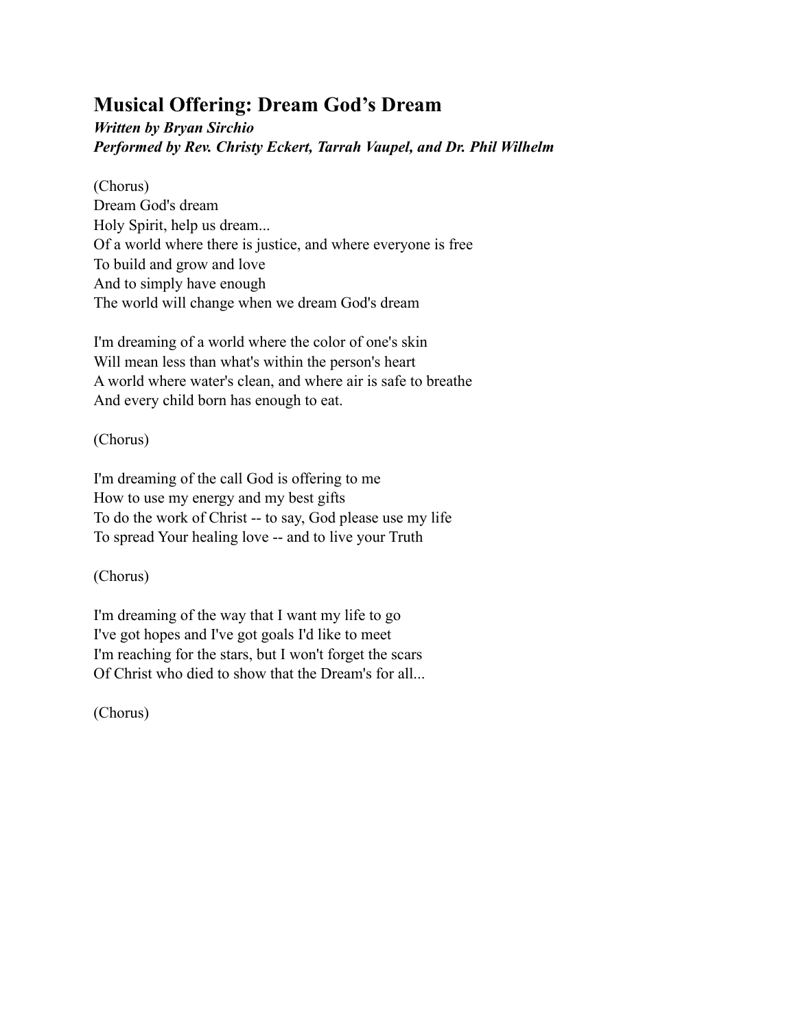## Musical Offering: Dream God's Dream

***Written by Bryan Sirchio***
***Performed by Rev. Christy Eckert, Tarrah Vaupel, and Dr. Phil Wilhelm***

(Chorus)
Dream God's dream
Holy Spirit, help us dream...
Of a world where there is justice, and where everyone is free
To build and grow and love
And to simply have enough
The world will change when we dream God's dream

I'm dreaming of a world where the color of one's skin
Will mean less than what's within the person's heart
A world where water's clean, and where air is safe to breathe
And every child born has enough to eat.

(Chorus)

I'm dreaming of the call God is offering to me
How to use my energy and my best gifts
To do the work of Christ -- to say, God please use my life
To spread Your healing love -- and to live your Truth

(Chorus)

I'm dreaming of the way that I want my life to go
I've got hopes and I've got goals I'd like to meet
I'm reaching for the stars, but I won't forget the scars
Of Christ who died to show that the Dream's for all...

(Chorus)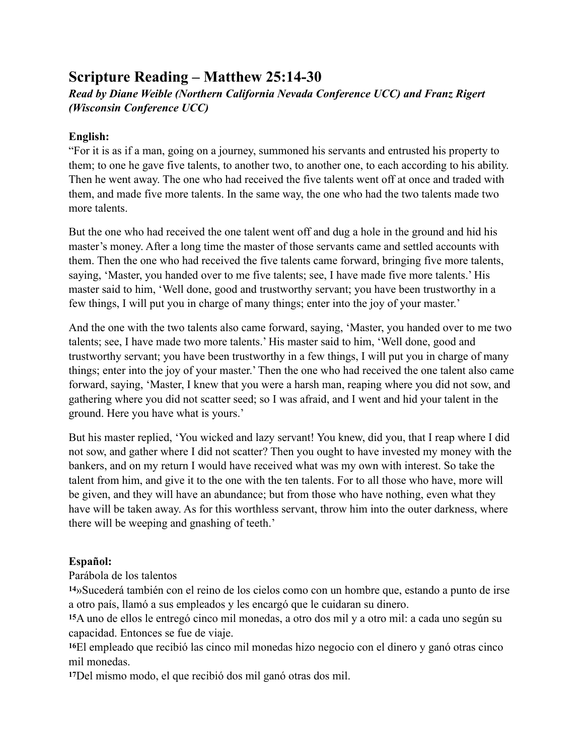## Scripture Reading – Matthew 25:14-30

***Read by Diane Weible (Northern California Nevada Conference UCC) and Franz Rigert (Wisconsin Conference UCC)***

**English:**

"For it is as if a man, going on a journey, summoned his servants and entrusted his property to them; to one he gave five talents, to another two, to another one, to each according to his ability. Then he went away. The one who had received the five talents went off at once and traded with them, and made five more talents. In the same way, the one who had the two talents made two more talents.

But the one who had received the one talent went off and dug a hole in the ground and hid his master's money. After a long time the master of those servants came and settled accounts with them. Then the one who had received the five talents came forward, bringing five more talents, saying, 'Master, you handed over to me five talents; see, I have made five more talents.' His master said to him, 'Well done, good and trustworthy servant; you have been trustworthy in a few things, I will put you in charge of many things; enter into the joy of your master.'

And the one with the two talents also came forward, saying, 'Master, you handed over to me two talents; see, I have made two more talents.' His master said to him, 'Well done, good and trustworthy servant; you have been trustworthy in a few things, I will put you in charge of many things; enter into the joy of your master.' Then the one who had received the one talent also came forward, saying, 'Master, I knew that you were a harsh man, reaping where you did not sow, and gathering where you did not scatter seed; so I was afraid, and I went and hid your talent in the ground. Here you have what is yours.'

But his master replied, 'You wicked and lazy servant! You knew, did you, that I reap where I did not sow, and gather where I did not scatter? Then you ought to have invested my money with the bankers, and on my return I would have received what was my own with interest. So take the talent from him, and give it to the one with the ten talents. For to all those who have, more will be given, and they will have an abundance; but from those who have nothing, even what they have will be taken away. As for this worthless servant, throw him into the outer darkness, where there will be weeping and gnashing of teeth.'

**Español:**

Parábola de los talentos

**14**»Sucederá también con el reino de los cielos como con un hombre que, estando a punto de irse a otro país, llamó a sus empleados y les encargó que le cuidaran su dinero.

**15**A uno de ellos le entregó cinco mil monedas, a otro dos mil y a otro mil: a cada uno según su capacidad. Entonces se fue de viaje.

**16**El empleado que recibió las cinco mil monedas hizo negocio con el dinero y ganó otras cinco mil monedas.

**17**Del mismo modo, el que recibió dos mil ganó otras dos mil.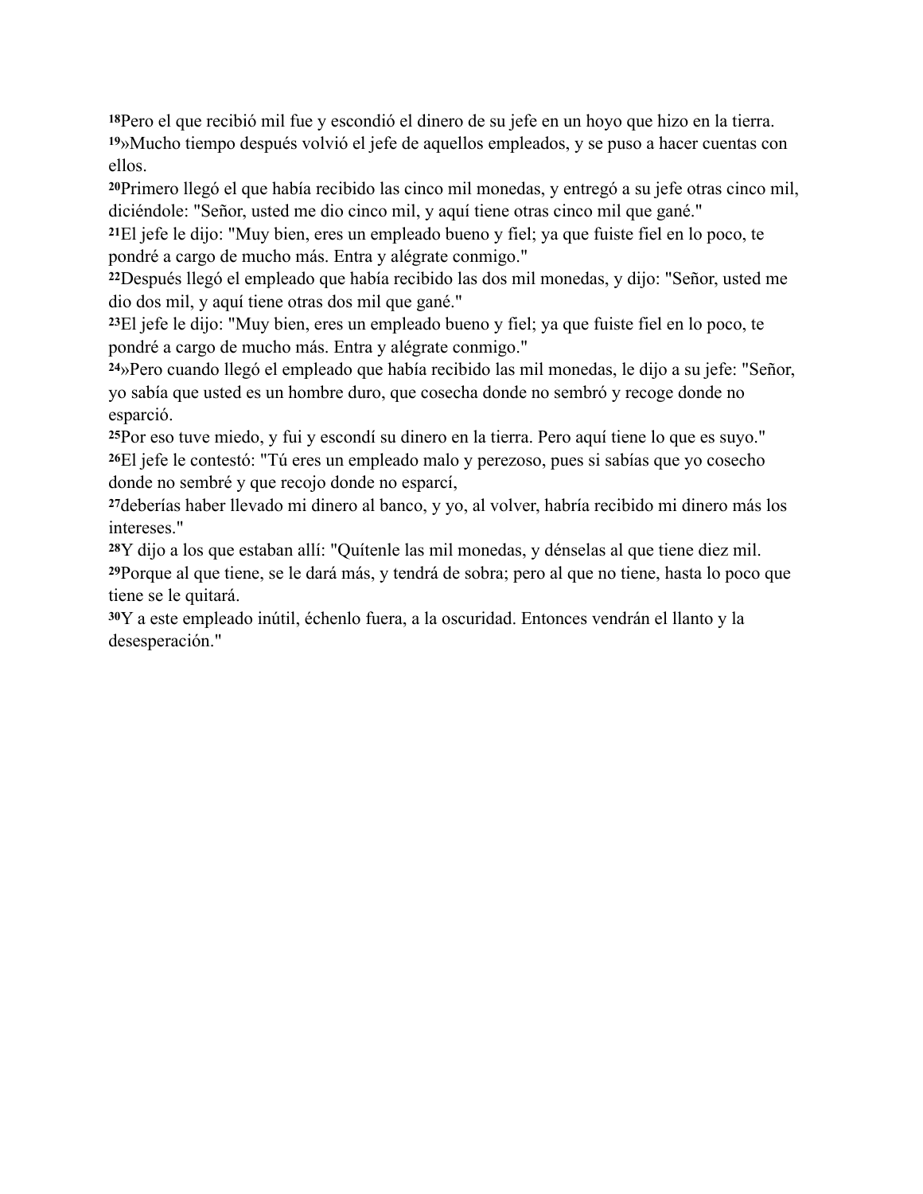[18]Pero el que recibió mil fue y escondió el dinero de su jefe en un hoyo que hizo en la tierra.
[19]»Mucho tiempo después volvió el jefe de aquellos empleados, y se puso a hacer cuentas con ellos.
[20]Primero llegó el que había recibido las cinco mil monedas, y entregó a su jefe otras cinco mil, diciéndole: "Señor, usted me dio cinco mil, y aquí tiene otras cinco mil que gané."
[21]El jefe le dijo: "Muy bien, eres un empleado bueno y fiel; ya que fuiste fiel en lo poco, te pondré a cargo de mucho más. Entra y alégrate conmigo."
[22]Después llegó el empleado que había recibido las dos mil monedas, y dijo: "Señor, usted me dio dos mil, y aquí tiene otras dos mil que gané."
[23]El jefe le dijo: "Muy bien, eres un empleado bueno y fiel; ya que fuiste fiel en lo poco, te pondré a cargo de mucho más. Entra y alégrate conmigo."
[24]»Pero cuando llegó el empleado que había recibido las mil monedas, le dijo a su jefe: "Señor, yo sabía que usted es un hombre duro, que cosecha donde no sembró y recoge donde no esparció.
[25]Por eso tuve miedo, y fui y escondí su dinero en la tierra. Pero aquí tiene lo que es suyo."
[26]El jefe le contestó: "Tú eres un empleado malo y perezoso, pues si sabías que yo cosecho donde no sembré y que recojo donde no esparcí,
[27]deberías haber llevado mi dinero al banco, y yo, al volver, habría recibido mi dinero más los intereses."
[28]Y dijo a los que estaban allí: "Quítenle las mil monedas, y dénselas al que tiene diez mil.
[29]Porque al que tiene, se le dará más, y tendrá de sobra; pero al que no tiene, hasta lo poco que tiene se le quitará.
[30]Y a este empleado inútil, échenlo fuera, a la oscuridad. Entonces vendrán el llanto y la desesperación."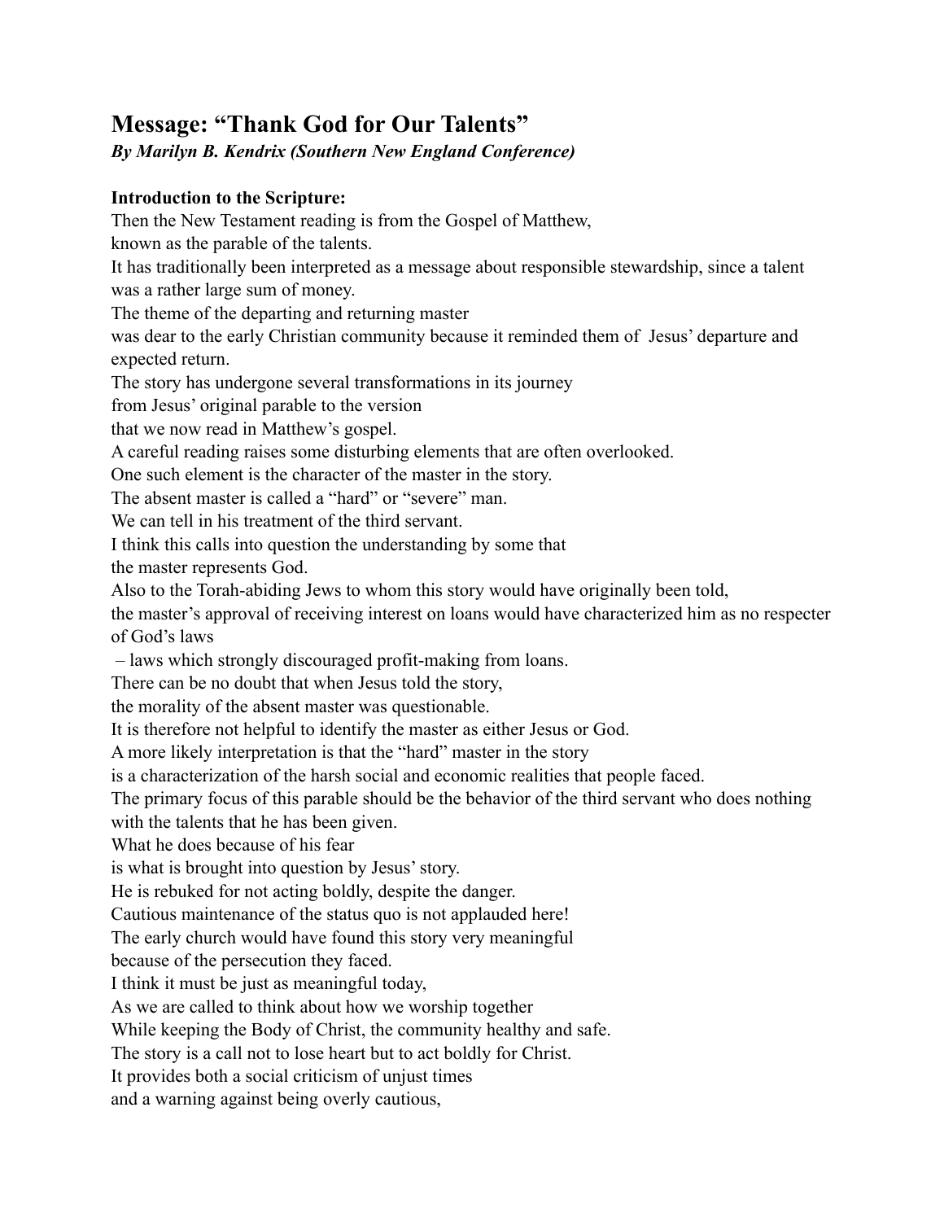## Message: "Thank God for Our Talents"

***By Marilyn B. Kendrix (Southern New England Conference)***

**Introduction to the Scripture:**

Then the New Testament reading is from the Gospel of Matthew,
known as the parable of the talents.
It has traditionally been interpreted as a message about responsible stewardship, since a talent was a rather large sum of money.
The theme of the departing and returning master
was dear to the early Christian community because it reminded them of Jesus' departure and expected return.
The story has undergone several transformations in its journey
from Jesus' original parable to the version
that we now read in Matthew's gospel.
A careful reading raises some disturbing elements that are often overlooked.
One such element is the character of the master in the story.
The absent master is called a "hard" or "severe" man.
We can tell in his treatment of the third servant.
I think this calls into question the understanding by some that
the master represents God.
Also to the Torah-abiding Jews to whom this story would have originally been told,
the master's approval of receiving interest on loans would have characterized him as no respecter of God's laws
– laws which strongly discouraged profit-making from loans.
There can be no doubt that when Jesus told the story,
the morality of the absent master was questionable.
It is therefore not helpful to identify the master as either Jesus or God.
A more likely interpretation is that the "hard" master in the story
is a characterization of the harsh social and economic realities that people faced.
The primary focus of this parable should be the behavior of the third servant who does nothing with the talents that he has been given.
What he does because of his fear
is what is brought into question by Jesus' story.
He is rebuked for not acting boldly, despite the danger.
Cautious maintenance of the status quo is not applauded here!
The early church would have found this story very meaningful
because of the persecution they faced.
I think it must be just as meaningful today,
As we are called to think about how we worship together
While keeping the Body of Christ, the community healthy and safe.
The story is a call not to lose heart but to act boldly for Christ.
It provides both a social criticism of unjust times
and a warning against being overly cautious,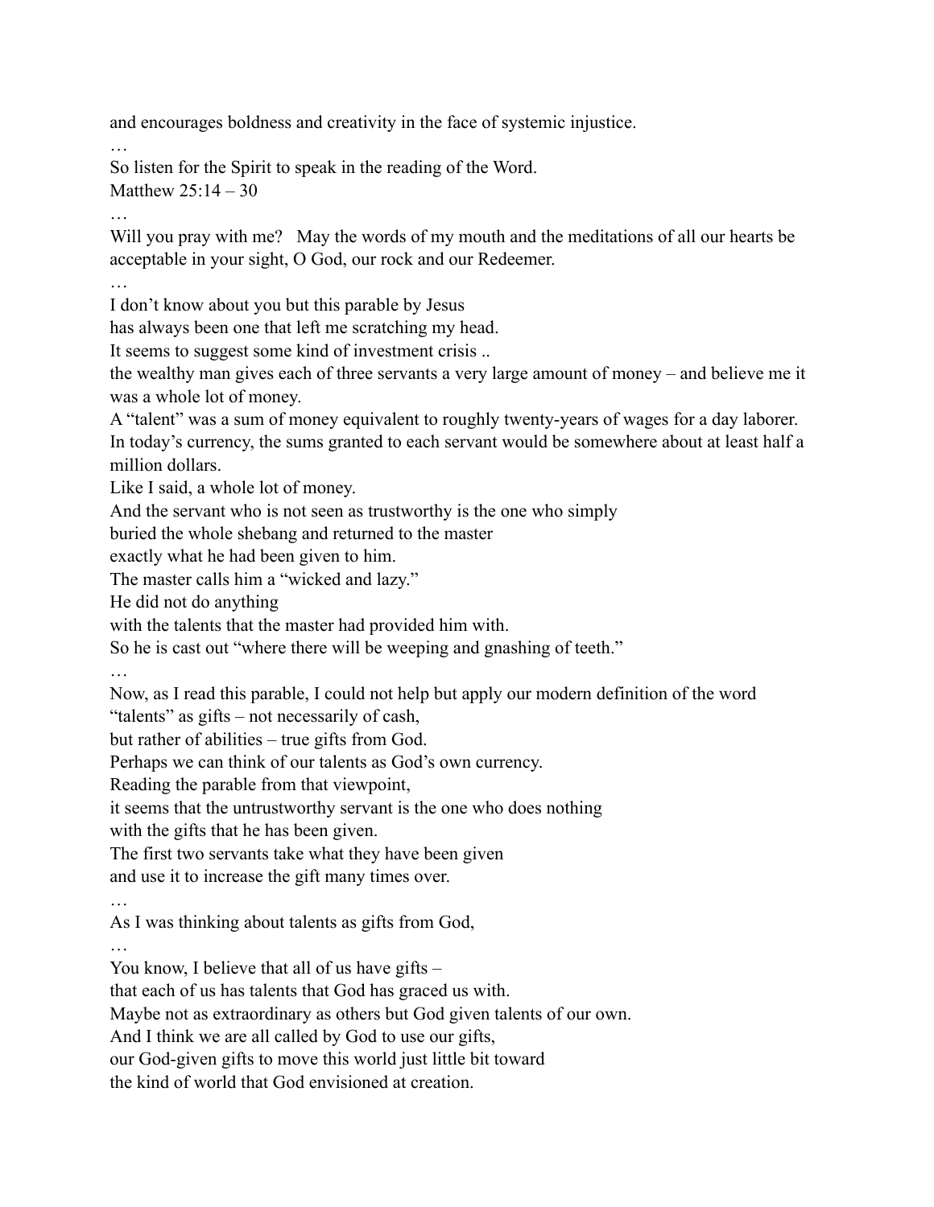and encourages boldness and creativity in the face of systemic injustice.

…

So listen for the Spirit to speak in the reading of the Word.

Matthew 25:14 – 30

…

Will you pray with me? May the words of my mouth and the meditations of all our hearts be acceptable in your sight, O God, our rock and our Redeemer.

…

I don't know about you but this parable by Jesus
has always been one that left me scratching my head.
It seems to suggest some kind of investment crisis ..
the wealthy man gives each of three servants a very large amount of money – and believe me it was a whole lot of money.
A "talent" was a sum of money equivalent to roughly twenty-years of wages for a day laborer.
In today's currency, the sums granted to each servant would be somewhere about at least half a million dollars.
Like I said, a whole lot of money.
And the servant who is not seen as trustworthy is the one who simply
buried the whole shebang and returned to the master
exactly what he had been given to him.
The master calls him a "wicked and lazy."
He did not do anything
with the talents that the master had provided him with.
So he is cast out "where there will be weeping and gnashing of teeth."

…

Now, as I read this parable, I could not help but apply our modern definition of the word "talents" as gifts – not necessarily of cash,
but rather of abilities – true gifts from God.
Perhaps we can think of our talents as God's own currency.
Reading the parable from that viewpoint,
it seems that the untrustworthy servant is the one who does nothing
with the gifts that he has been given.
The first two servants take what they have been given
and use it to increase the gift many times over.

…

As I was thinking about talents as gifts from God,

…

You know, I believe that all of us have gifts –
that each of us has talents that God has graced us with.
Maybe not as extraordinary as others but God given talents of our own.
And I think we are all called by God to use our gifts,
our God-given gifts to move this world just little bit toward
the kind of world that God envisioned at creation.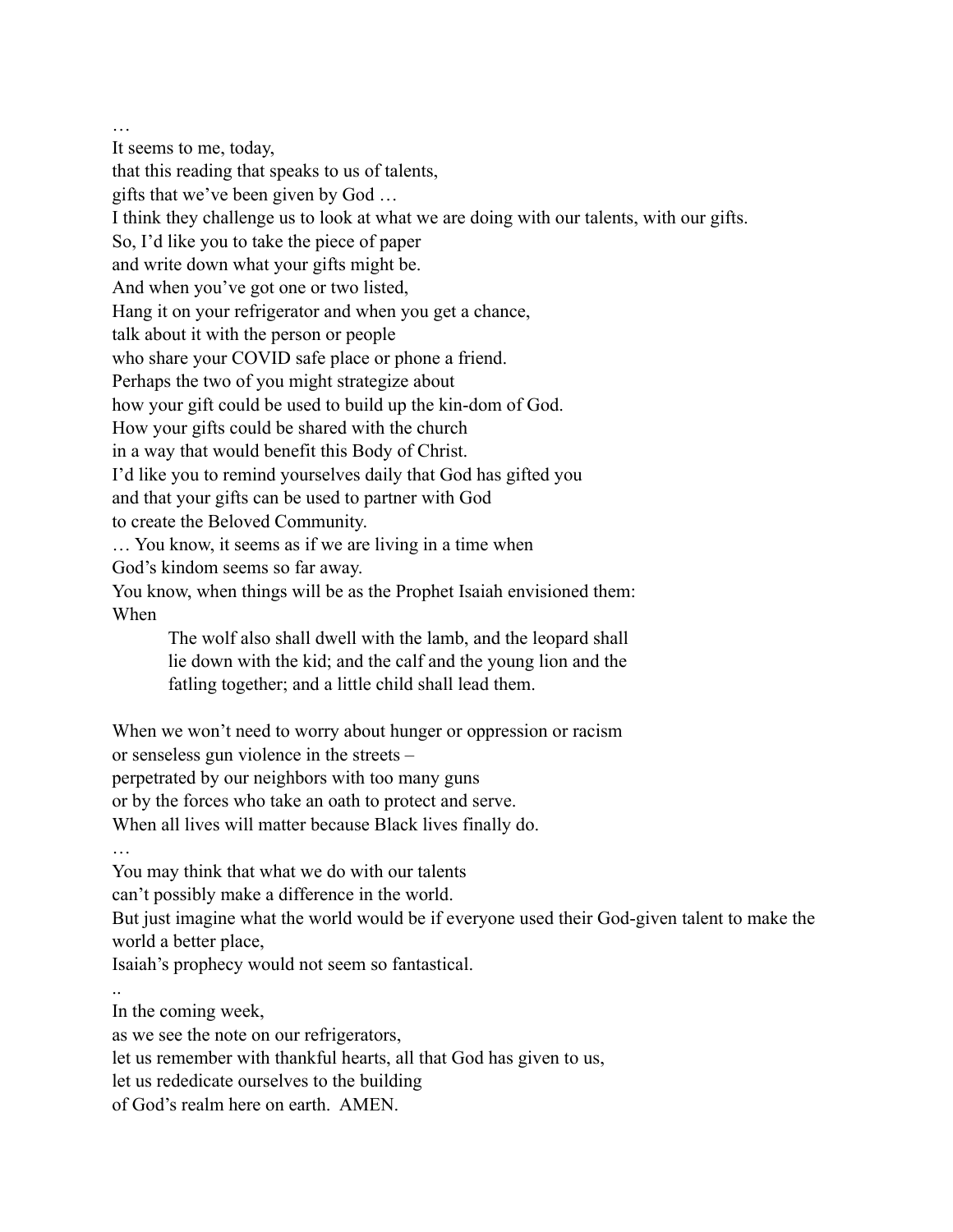…
It seems to me, today,
that this reading that speaks to us of talents,
gifts that we've been given by God …
I think they challenge us to look at what we are doing with our talents, with our gifts.
So, I'd like you to take the piece of paper
and write down what your gifts might be.
And when you've got one or two listed,
Hang it on your refrigerator and when you get a chance,
talk about it with the person or people
who share your COVID safe place or phone a friend.
Perhaps the two of you might strategize about
how your gift could be used to build up the kin-dom of God.
How your gifts could be shared with the church
in a way that would benefit this Body of Christ.
I'd like you to remind yourselves daily that God has gifted you
and that your gifts can be used to partner with God
to create the Beloved Community.
… You know, it seems as if we are living in a time when
God's kindom seems so far away.
You know, when things will be as the Prophet Isaiah envisioned them:
When

> The wolf also shall dwell with the lamb, and the leopard shall lie down with the kid; and the calf and the young lion and the fatling together; and a little child shall lead them.

When we won't need to worry about hunger or oppression or racism
or senseless gun violence in the streets –
perpetrated by our neighbors with too many guns
or by the forces who take an oath to protect and serve.
When all lives will matter because Black lives finally do.
…
You may think that what we do with our talents
can't possibly make a difference in the world.
But just imagine what the world would be if everyone used their God-given talent to make the world a better place,
Isaiah's prophecy would not seem so fantastical.
..
In the coming week,
as we see the note on our refrigerators,
let us remember with thankful hearts, all that God has given to us,
let us rededicate ourselves to the building
of God's realm here on earth. AMEN.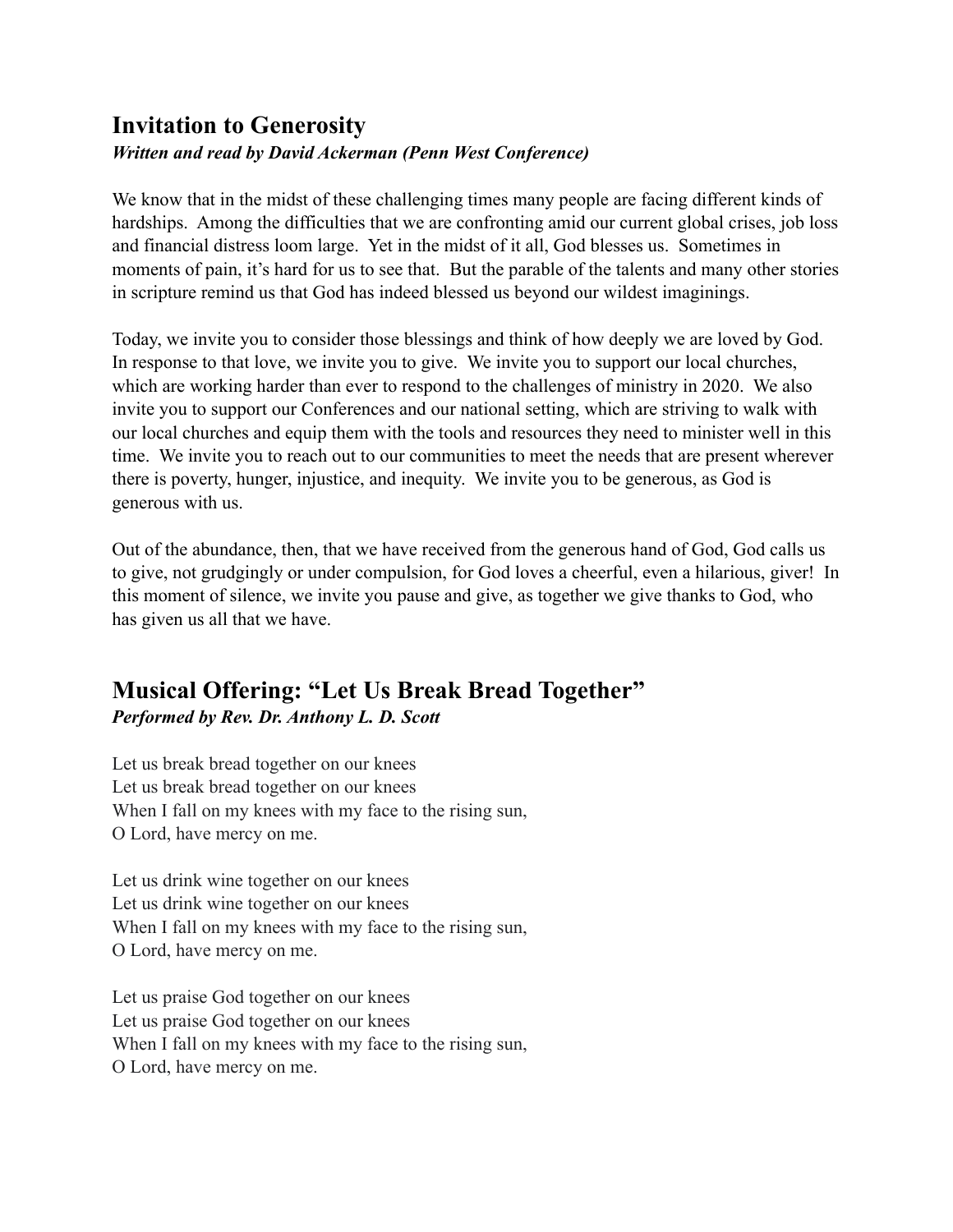## Invitation to Generosity

***Written and read by David Ackerman (Penn West Conference)***

We know that in the midst of these challenging times many people are facing different kinds of hardships. Among the difficulties that we are confronting amid our current global crises, job loss and financial distress loom large. Yet in the midst of it all, God blesses us. Sometimes in moments of pain, it's hard for us to see that. But the parable of the talents and many other stories in scripture remind us that God has indeed blessed us beyond our wildest imaginings.

Today, we invite you to consider those blessings and think of how deeply we are loved by God. In response to that love, we invite you to give. We invite you to support our local churches, which are working harder than ever to respond to the challenges of ministry in 2020. We also invite you to support our Conferences and our national setting, which are striving to walk with our local churches and equip them with the tools and resources they need to minister well in this time. We invite you to reach out to our communities to meet the needs that are present wherever there is poverty, hunger, injustice, and inequity. We invite you to be generous, as God is generous with us.

Out of the abundance, then, that we have received from the generous hand of God, God calls us to give, not grudgingly or under compulsion, for God loves a cheerful, even a hilarious, giver! In this moment of silence, we invite you pause and give, as together we give thanks to God, who has given us all that we have.

## Musical Offering: "Let Us Break Bread Together"

***Performed by Rev. Dr. Anthony L. D. Scott***

Let us break bread together on our knees  
Let us break bread together on our knees  
When I fall on my knees with my face to the rising sun,  
O Lord, have mercy on me.

Let us drink wine together on our knees  
Let us drink wine together on our knees  
When I fall on my knees with my face to the rising sun,  
O Lord, have mercy on me.

Let us praise God together on our knees  
Let us praise God together on our knees  
When I fall on my knees with my face to the rising sun,  
O Lord, have mercy on me.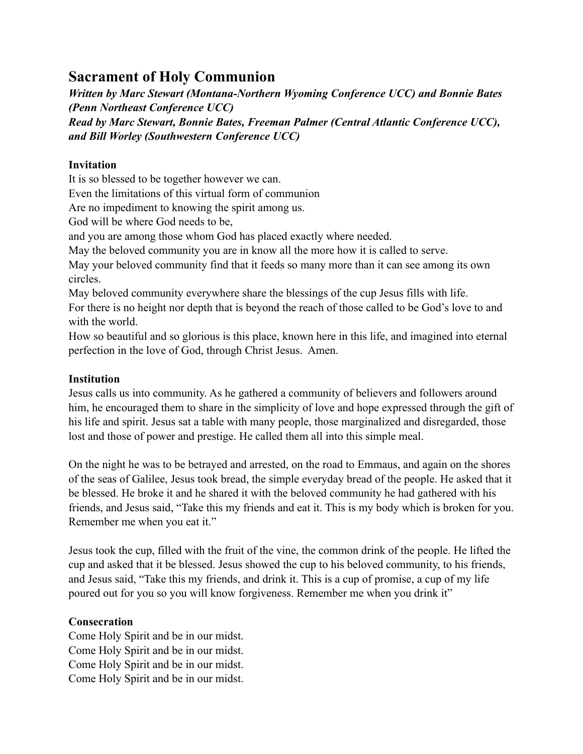## Sacrament of Holy Communion

***Written by Marc Stewart (Montana-Northern Wyoming Conference UCC) and Bonnie Bates (Penn Northeast Conference UCC)***
***Read by Marc Stewart, Bonnie Bates, Freeman Palmer (Central Atlantic Conference UCC), and Bill Worley (Southwestern Conference UCC)***

**Invitation**

It is so blessed to be together however we can.
Even the limitations of this virtual form of communion
Are no impediment to knowing the spirit among us.
God will be where God needs to be,
and you are among those whom God has placed exactly where needed.
May the beloved community you are in know all the more how it is called to serve.
May your beloved community find that it feeds so many more than it can see among its own circles.
May beloved community everywhere share the blessings of the cup Jesus fills with life.
For there is no height nor depth that is beyond the reach of those called to be God's love to and with the world.
How so beautiful and so glorious is this place, known here in this life, and imagined into eternal perfection in the love of God, through Christ Jesus. Amen.

**Institution**

Jesus calls us into community. As he gathered a community of believers and followers around him, he encouraged them to share in the simplicity of love and hope expressed through the gift of his life and spirit. Jesus sat a table with many people, those marginalized and disregarded, those lost and those of power and prestige. He called them all into this simple meal.

On the night he was to be betrayed and arrested, on the road to Emmaus, and again on the shores of the seas of Galilee, Jesus took bread, the simple everyday bread of the people. He asked that it be blessed. He broke it and he shared it with the beloved community he had gathered with his friends, and Jesus said, "Take this my friends and eat it. This is my body which is broken for you. Remember me when you eat it."

Jesus took the cup, filled with the fruit of the vine, the common drink of the people. He lifted the cup and asked that it be blessed. Jesus showed the cup to his beloved community, to his friends, and Jesus said, "Take this my friends, and drink it. This is a cup of promise, a cup of my life poured out for you so you will know forgiveness. Remember me when you drink it"

**Consecration**

Come Holy Spirit and be in our midst.
Come Holy Spirit and be in our midst.
Come Holy Spirit and be in our midst.
Come Holy Spirit and be in our midst.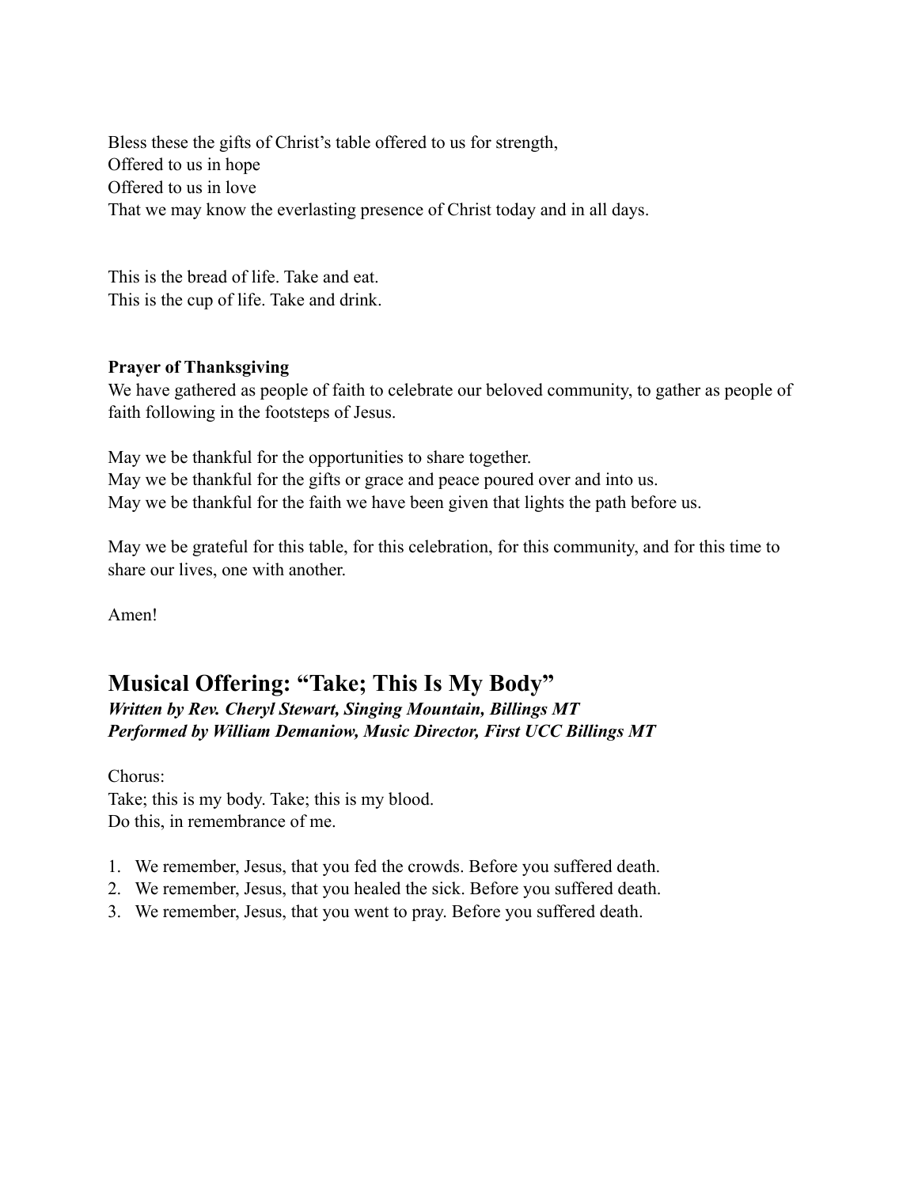Bless these the gifts of Christ's table offered to us for strength,
Offered to us in hope
Offered to us in love
That we may know the everlasting presence of Christ today and in all days.

This is the bread of life. Take and eat.
This is the cup of life. Take and drink.

**Prayer of Thanksgiving**
We have gathered as people of faith to celebrate our beloved community, to gather as people of faith following in the footsteps of Jesus.

May we be thankful for the opportunities to share together.
May we be thankful for the gifts or grace and peace poured over and into us.
May we be thankful for the faith we have been given that lights the path before us.

May we be grateful for this table, for this celebration, for this community, and for this time to share our lives, one with another.

Amen!

## Musical Offering: "Take; This Is My Body"

***Written by Rev. Cheryl Stewart, Singing Mountain, Billings MT***
***Performed by William Demaniow, Music Director, First UCC Billings MT***

Chorus:
Take; this is my body. Take; this is my blood.
Do this, in remembrance of me.

1. We remember, Jesus, that you fed the crowds. Before you suffered death.
2. We remember, Jesus, that you healed the sick. Before you suffered death.
3. We remember, Jesus, that you went to pray. Before you suffered death.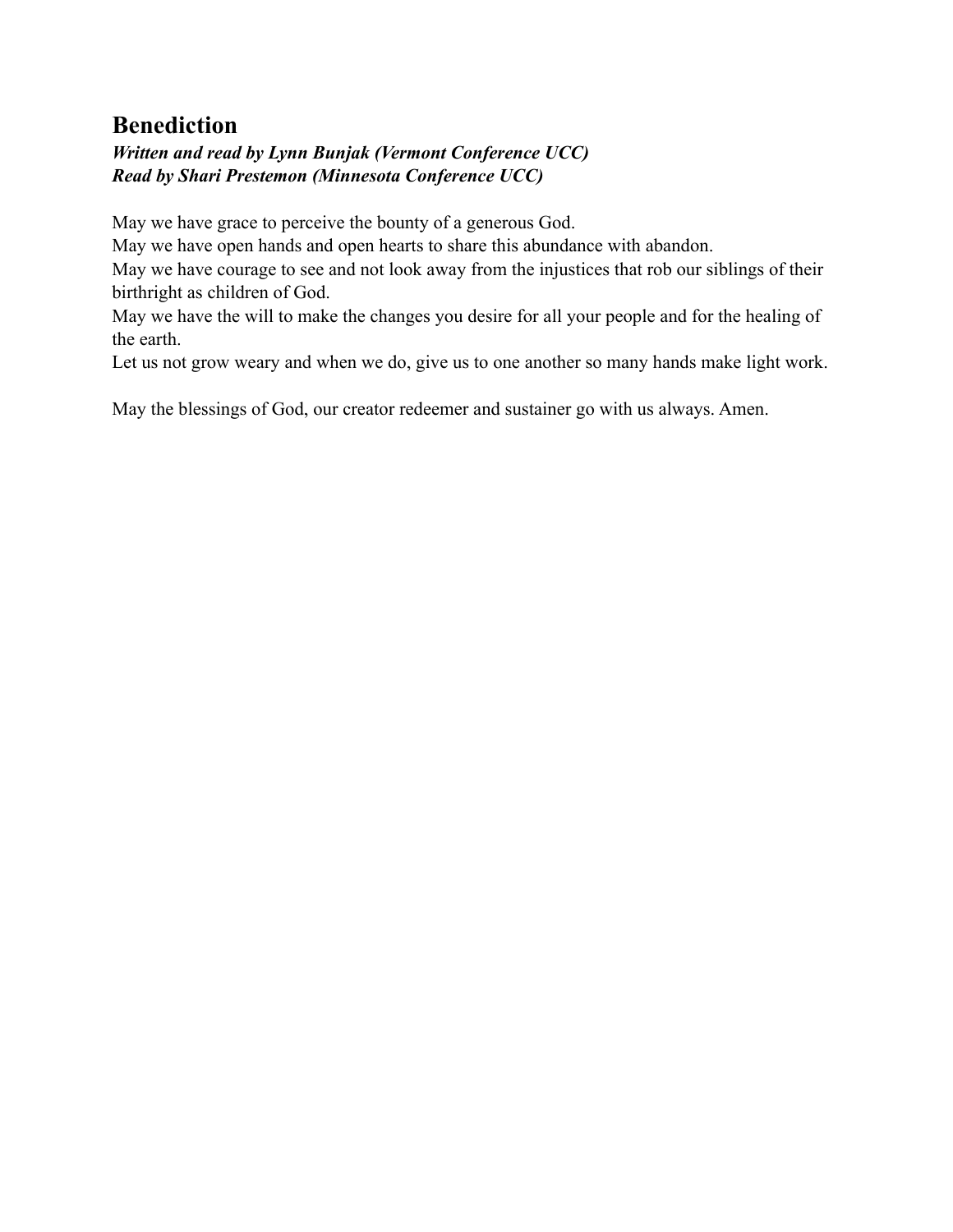## Benediction

***Written and read by Lynn Bunjak (Vermont Conference UCC)***
***Read by Shari Prestemon (Minnesota Conference UCC)***

May we have grace to perceive the bounty of a generous God.
May we have open hands and open hearts to share this abundance with abandon.
May we have courage to see and not look away from the injustices that rob our siblings of their birthright as children of God.
May we have the will to make the changes you desire for all your people and for the healing of the earth.
Let us not grow weary and when we do, give us to one another so many hands make light work.

May the blessings of God, our creator redeemer and sustainer go with us always. Amen.